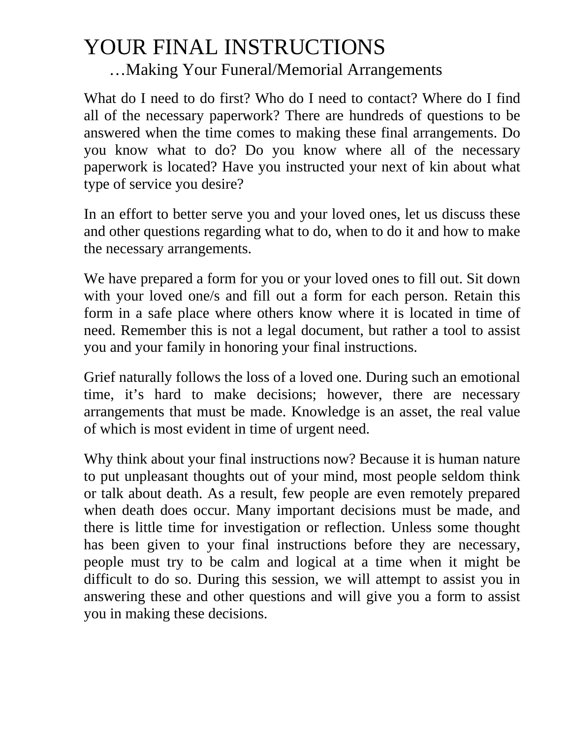# YOUR FINAL INSTRUCTIONS

## …Making Your Funeral/Memorial Arrangements

What do I need to do first? Who do I need to contact? Where do I find all of the necessary paperwork? There are hundreds of questions to be answered when the time comes to making these final arrangements. Do you know what to do? Do you know where all of the necessary paperwork is located? Have you instructed your next of kin about what type of service you desire?

In an effort to better serve you and your loved ones, let us discuss these and other questions regarding what to do, when to do it and how to make the necessary arrangements.

We have prepared a form for you or your loved ones to fill out. Sit down with your loved one/s and fill out a form for each person. Retain this form in a safe place where others know where it is located in time of need. Remember this is not a legal document, but rather a tool to assist you and your family in honoring your final instructions.

Grief naturally follows the loss of a loved one. During such an emotional time, it's hard to make decisions; however, there are necessary arrangements that must be made. Knowledge is an asset, the real value of which is most evident in time of urgent need.

Why think about your final instructions now? Because it is human nature to put unpleasant thoughts out of your mind, most people seldom think or talk about death. As a result, few people are even remotely prepared when death does occur. Many important decisions must be made, and there is little time for investigation or reflection. Unless some thought has been given to your final instructions before they are necessary, people must try to be calm and logical at a time when it might be difficult to do so. During this session, we will attempt to assist you in answering these and other questions and will give you a form to assist you in making these decisions.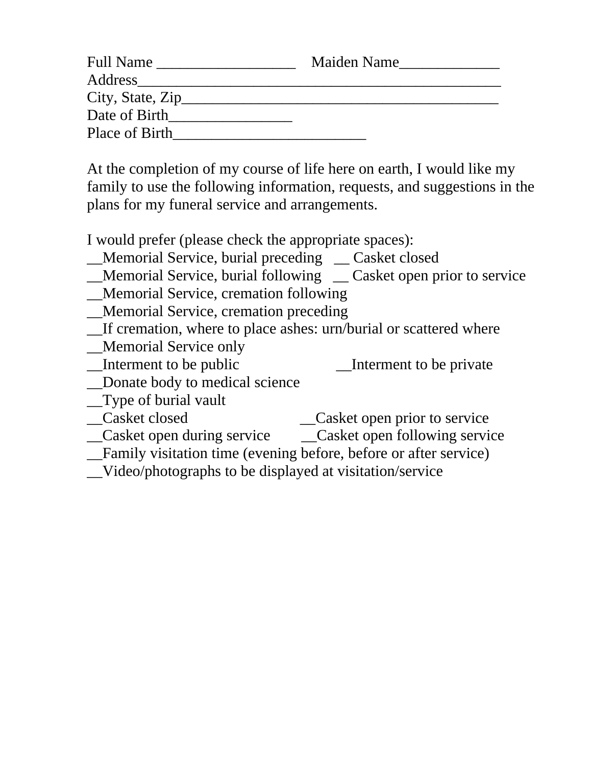Full Name __________________    Maiden Name_____________
Address_______________________________________________
City, State, Zip_________________________________________
Date of Birth________________
Place of Birth_________________________

At the completion of my course of life here on earth, I would like my family to use the following information, requests, and suggestions in the plans for my funeral service and arrangements.

I would prefer (please check the appropriate spaces):

__Memorial Service, burial preceding   __ Casket closed
__Memorial Service, burial following   __ Casket open prior to service
__Memorial Service, cremation following
__Memorial Service, cremation preceding
__If cremation, where to place ashes: urn/burial or scattered where
__Memorial Service only
__Interment to be public   __Interment to be private
__Donate body to medical science
__Type of burial vault
__Casket closed   __Casket open prior to service
__Casket open during service   __Casket open following service
__Family visitation time (evening before, before or after service)
__Video/photographs to be displayed at visitation/service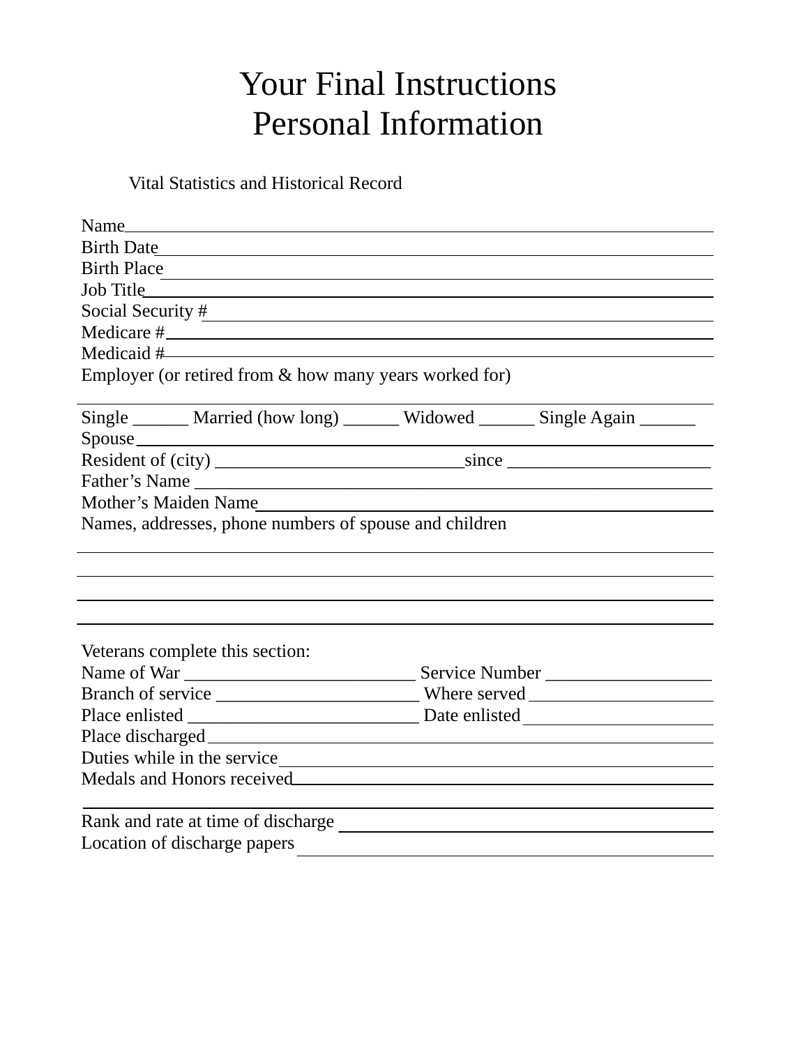# Your Final Instructions
# Personal Information

Vital Statistics and Historical Record

Name________________________________________________________________
Birth Date____________________________________________________________
Birth Place ___________________________________________________________
Job Title______________________________________________________________
Social Security # ______________________________________________________
Medicare #____________________________________________________________
Medicaid #____________________________________________________________
Employer (or retired from & how many years worked for)

______________________________________________________________________

Single ______ Married (how long) ______ Widowed ______ Single Again ______
Spouse_______________________________________________________________
Resident of (city) ___________________________since ______________________
Father's Name _________________________________________________________
Mother's Maiden Name___________________________________________________
Names, addresses, phone numbers of spouse and children

______________________________________________________________________
______________________________________________________________________
______________________________________________________________________
______________________________________________________________________

Veterans complete this section:
Name of War _________________________ Service Number __________________
Branch of service ______________________ Where served ____________________
Place enlisted _________________________ Date enlisted ____________________
Place discharged ________________________________________________________
Duties while in the service ________________________________________________
Medals and Honors received_________________________________________________

______________________________________________________________________
Rank and rate at time of discharge __________________________________________
Location of discharge papers ______________________________________________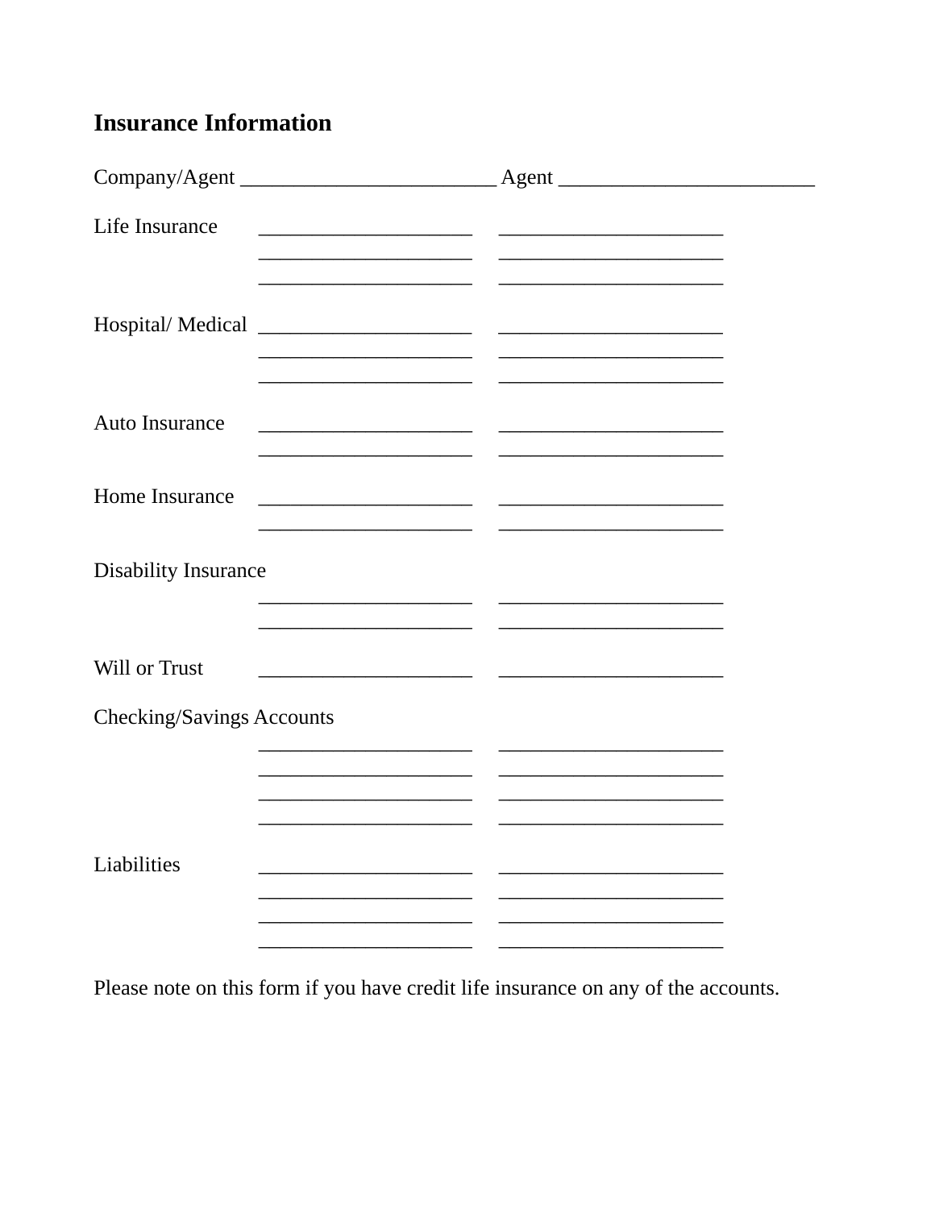## Insurance Information

Company/Agent ________________________ Agent ________________________

| | | |
|---|---|---|
| Life Insurance | ____________________ | _____________________ |
| | ____________________ | _____________________ |
| | ____________________ | _____________________ |
| Hospital/ Medical | ____________________ | _____________________ |
| | ____________________ | _____________________ |
| | ____________________ | _____________________ |
| Auto Insurance | ____________________ | _____________________ |
| | ____________________ | _____________________ |
| Home Insurance | ____________________ | _____________________ |
| | ____________________ | _____________________ |
| Disability Insurance | | |
| | ____________________ | _____________________ |
| | ____________________ | _____________________ |
| Will or Trust | ____________________ | _____________________ |
| Checking/Savings Accounts | | |
| | ____________________ | _____________________ |
| | ____________________ | _____________________ |
| | ____________________ | _____________________ |
| | ____________________ | _____________________ |
| Liabilities | ____________________ | _____________________ |
| | ____________________ | _____________________ |
| | ____________________ | _____________________ |
| | ____________________ | _____________________ |

Please note on this form if you have credit life insurance on any of the accounts.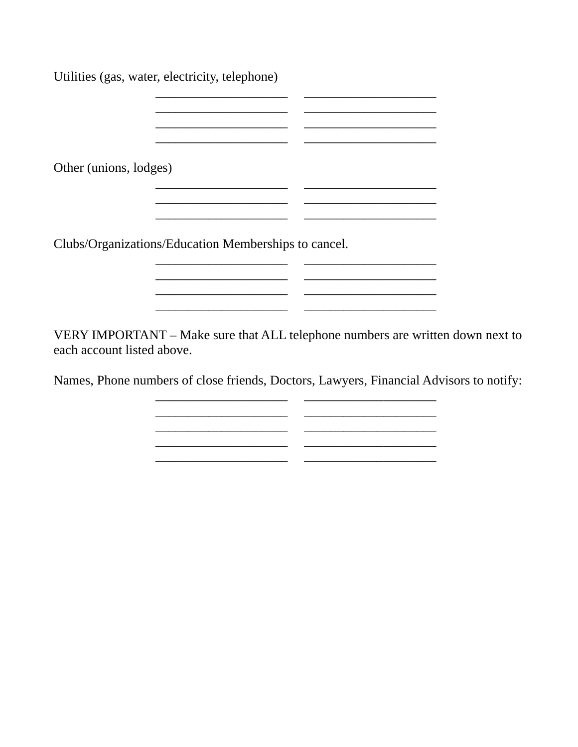Utilities (gas, water, electricity, telephone)

| | |
|---|---|
| ____________________ | ____________________ |
| ____________________ | ____________________ |
| ____________________ | ____________________ |
| ____________________ | ____________________ |

Other (unions, lodges)

| | |
|---|---|
| ____________________ | ____________________ |
| ____________________ | ____________________ |
| ____________________ | ____________________ |

Clubs/Organizations/Education Memberships to cancel.

| | |
|---|---|
| ____________________ | ____________________ |
| ____________________ | ____________________ |
| ____________________ | ____________________ |
| ____________________ | ____________________ |

VERY IMPORTANT – Make sure that ALL telephone numbers are written down next to each account listed above.

Names, Phone numbers of close friends, Doctors, Lawyers, Financial Advisors to notify:

| | |
|---|---|
| ____________________ | ____________________ |
| ____________________ | ____________________ |
| ____________________ | ____________________ |
| ____________________ | ____________________ |
| ____________________ | ____________________ |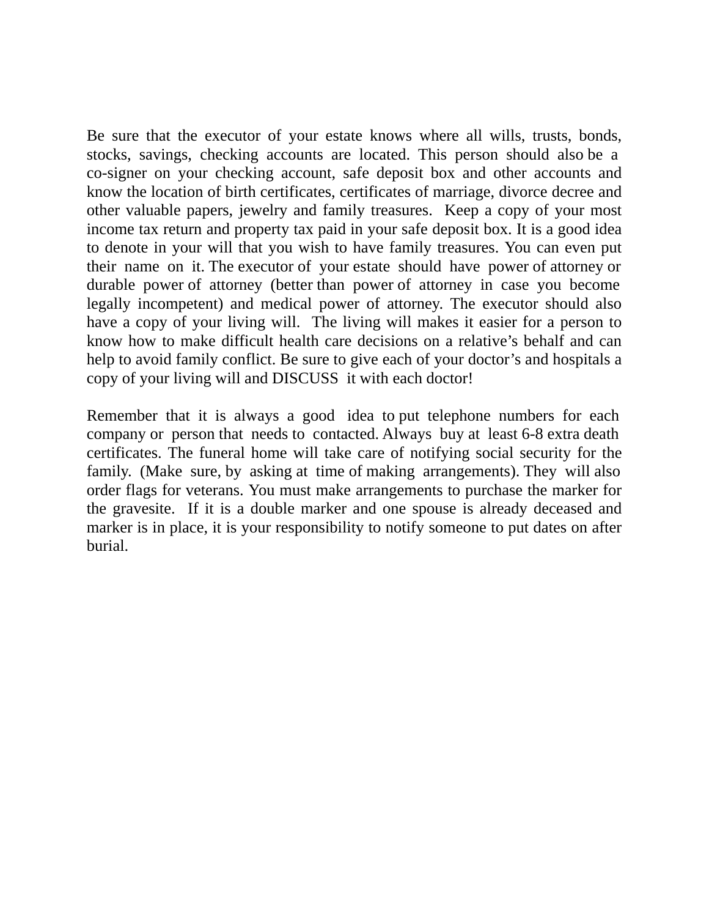Be sure that the executor of your estate knows where all wills, trusts, bonds, stocks, savings, checking accounts are located. This person should also be a co-signer on your checking account, safe deposit box and other accounts and know the location of birth certificates, certificates of marriage, divorce decree and other valuable papers, jewelry and family treasures. Keep a copy of your most income tax return and property tax paid in your safe deposit box. It is a good idea to denote in your will that you wish to have family treasures. You can even put their name on it. The executor of your estate should have power of attorney or durable power of attorney (better than power of attorney in case you become legally incompetent) and medical power of attorney. The executor should also have a copy of your living will. The living will makes it easier for a person to know how to make difficult health care decisions on a relative's behalf and can help to avoid family conflict. Be sure to give each of your doctor's and hospitals a copy of your living will and DISCUSS it with each doctor!

Remember that it is always a good idea to put telephone numbers for each company or person that needs to contacted. Always buy at least 6-8 extra death certificates. The funeral home will take care of notifying social security for the family. (Make sure, by asking at time of making arrangements). They will also order flags for veterans. You must make arrangements to purchase the marker for the gravesite. If it is a double marker and one spouse is already deceased and marker is in place, it is your responsibility to notify someone to put dates on after burial.